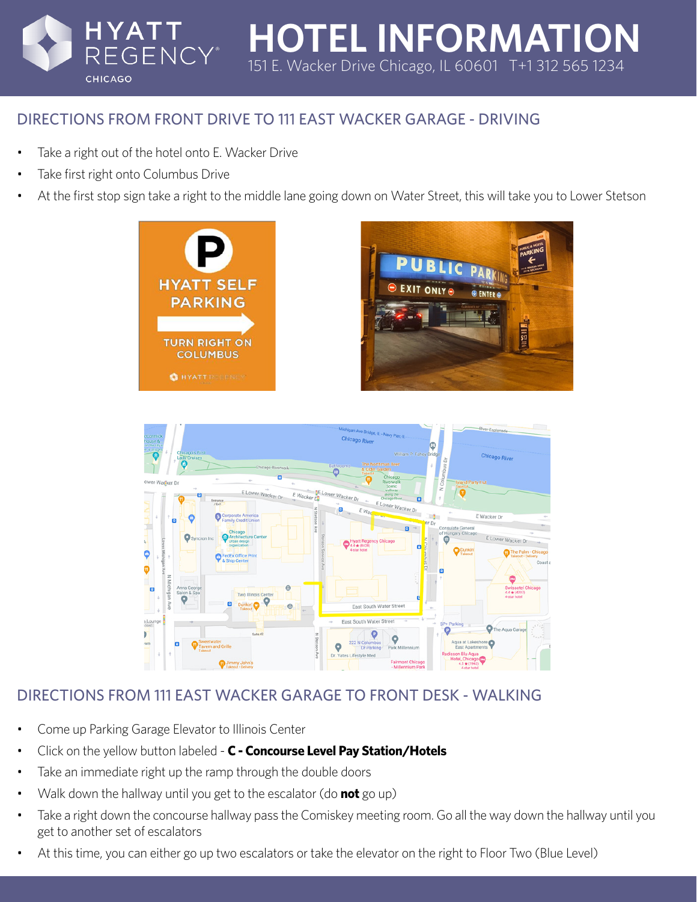# HOTEL INFORMATION

151 E. Wacker Drive Chicago, IL 60601 T+1 312 565 1234

## DIRECTIONS FROM FRONT DRIVE TO 111 EAST WACKER GARAGE - DRIVING

- Take a right out of the hotel onto E. Wacker Drive
- Take first right onto Columbus Drive
- At the first stop sign take a right to the middle lane going down on Water Street, this will take you to Lower Stetson

## DIRECTIONS FROM 111 EAST WACKER GARAGE TO FRONT DESK - WALKING

- Come up Parking Garage Elevator to Illinois Center
- Click on the yellow button labeled - **C - Concourse Level Pay Station/Hotels**
- Take an immediate right up the ramp through the double doors
- Walk down the hallway until you get to the escalator (do **not** go up)
- Take a right down the concourse hallway pass the Comiskey meeting room. Go all the way down the hallway until you get to another set of escalators
- At this time, you can either go up two escalators or take the elevator on the right to Floor Two (Blue Level)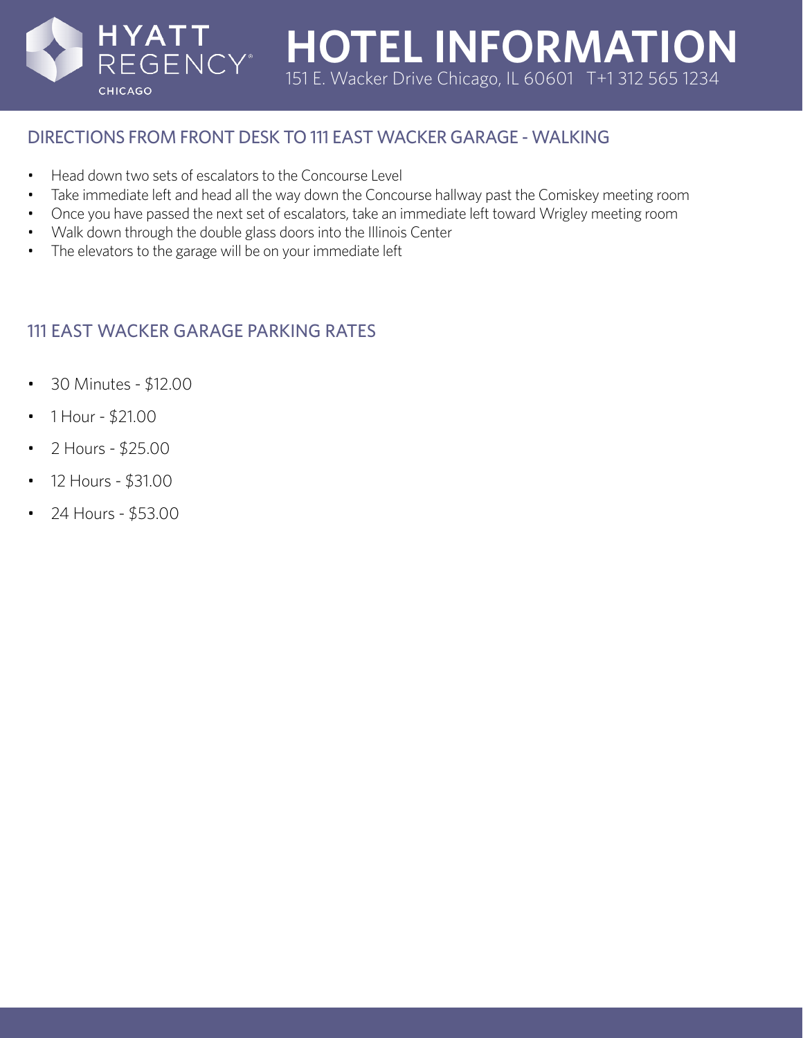# HOTEL INFORMATION

151 E. Wacker Drive Chicago, IL 60601 T+1 312 565 1234

## DIRECTIONS FROM FRONT DESK TO 111 EAST WACKER GARAGE - WALKING

- Head down two sets of escalators to the Concourse Level
- Take immediate left and head all the way down the Concourse hallway past the Comiskey meeting room
- Once you have passed the next set of escalators, take an immediate left toward Wrigley meeting room
- Walk down through the double glass doors into the Illinois Center
- The elevators to the garage will be on your immediate left

## 111 EAST WACKER GARAGE PARKING RATES

- 30 Minutes - $12.00
- 1 Hour - $21.00
- 2 Hours - $25.00
- 12 Hours - $31.00
- 24 Hours - $53.00